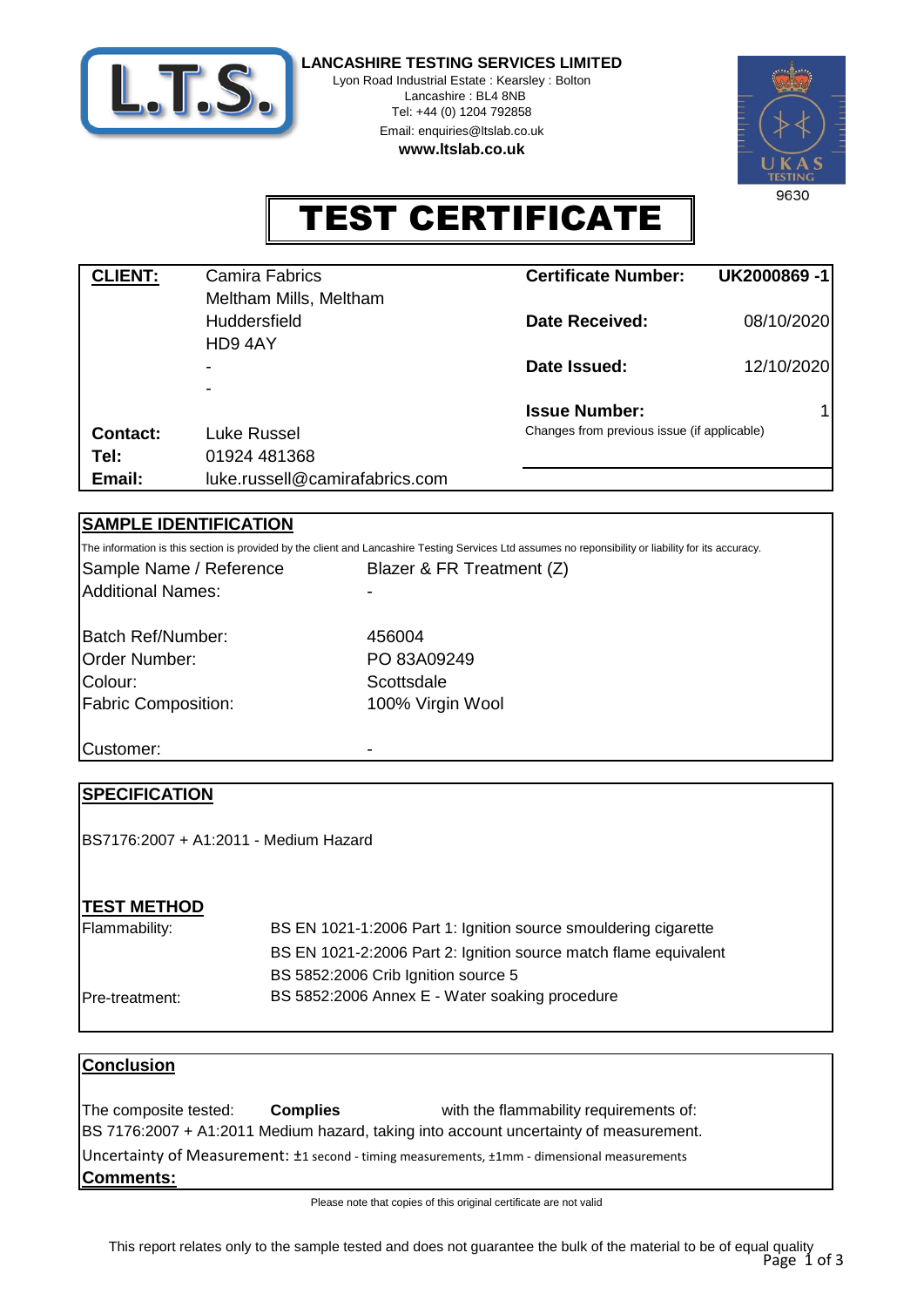**LANCASHIRE TESTING SERVICES LIMITED**
Lyon Road Industrial Estate : Kearsley : Bolton
Lancashire : BL4 8NB
Tel: +44 (0) 1204 792858
Email: enquiries@ltslab.co.uk
**www.ltslab.co.uk**

UKAS TESTING 9630

# TEST CERTIFICATE

| **CLIENT:** | Camira Fabrics | **Certificate Number:** | **UK2000869 -1** |
|---|---|---|---|
| | Meltham Mills, Meltham | | |
| | Huddersfield | **Date Received:** | 08/10/2020 |
| | HD9 4AY | | |
| | - | **Date Issued:** | 12/10/2020 |
| | - | | |
| | | **Issue Number:** | 1 |
| **Contact:** | Luke Russel | Changes from previous issue (if applicable) | |
| **Tel:** | 01924 481368 | | |
| **Email:** | luke.russell@camirafabrics.com | | |

## SAMPLE IDENTIFICATION

The information is this section is provided by the client and Lancashire Testing Services Ltd assumes no reponsibility or liability for its accuracy.

| | |
|---|---|
| Sample Name / Reference | Blazer & FR Treatment (Z) |
| Additional Names: | - |
| Batch Ref/Number: | 456004 |
| Order Number: | PO 83A09249 |
| Colour: | Scottsdale |
| Fabric Composition: | 100% Virgin Wool |
| Customer: | - |

## SPECIFICATION

BS7176:2007 + A1:2011 - Medium Hazard

## TEST METHOD

| | |
|---|---|
| Flammability: | BS EN 1021-1:2006 Part 1: Ignition source smouldering cigarette |
| | BS EN 1021-2:2006 Part 2: Ignition source match flame equivalent |
| | BS 5852:2006 Crib Ignition source 5 |
| Pre-treatment: | BS 5852:2006 Annex E - Water soaking procedure |

## Conclusion

The composite tested: **Complies** with the flammability requirements of:
BS 7176:2007 + A1:2011 Medium hazard, taking into account uncertainty of measurement.

Uncertainty of Measurement: ±1 second - timing measurements, ±1mm - dimensional measurements

**Comments:**

Please note that copies of this original certificate are not valid

This report relates only to the sample tested and does not guarantee the bulk of the material to be of equal quality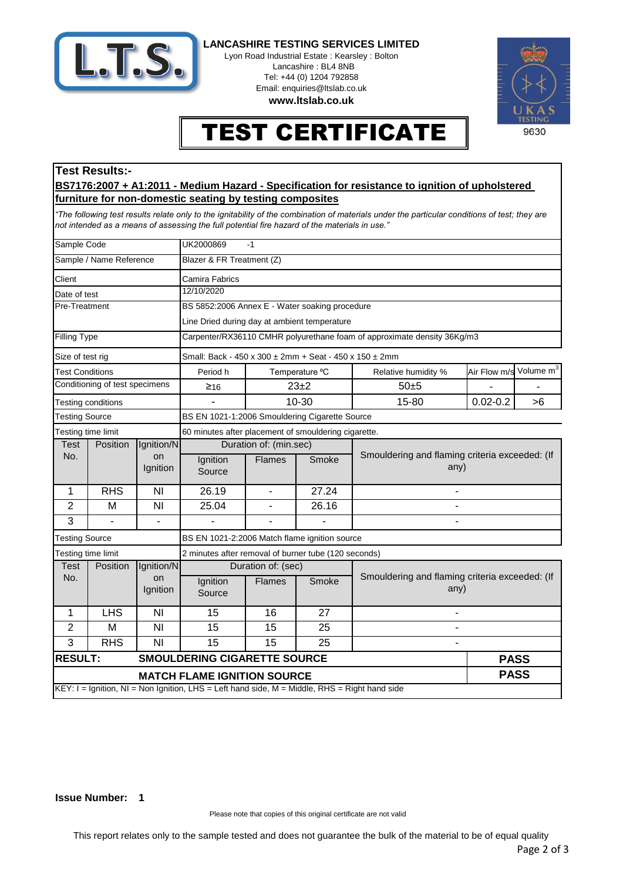**LANCASHIRE TESTING SERVICES LIMITED**
Lyon Road Industrial Estate : Kearsley : Bolton
Lancashire : BL4 8NB
Tel: +44 (0) 1204 792858
Email: enquiries@ltslab.co.uk
**www.ltslab.co.uk**

UKAS TESTING 9630

# TEST CERTIFICATE

## Test Results:-

**BS7176:2007 + A1:2011 - Medium Hazard - Specification for resistance to ignition of upholstered furniture for non-domestic seating by testing composites**

*"The following test results relate only to the ignitability of the combination of materials under the particular conditions of test; they are not intended as a means of assessing the full potential fire hazard of the materials in use."*

| | |
|---|---|
| Sample Code | UK2000869 -1 |
| Sample / Name Reference | Blazer & FR Treatment (Z) |
| Client | Camira Fabrics |
| Date of test | 12/10/2020 |
| Pre-Treatment | BS 5852:2006 Annex E - Water soaking procedure<br>Line Dried during day at ambient temperature |
| Filling Type | Carpenter/RX36110 CMHR polyurethane foam of approximate density 36Kg/m3 |
| Size of test rig | Small: Back - 450 x 300 ± 2mm + Seat - 450 x 150 ± 2mm |

| Test Conditions | Period h | Temperature °C | Relative humidity % | Air Flow m/s | Volume $m^3$ |
|---|---|---|---|---|---|
| Conditioning of test specimens | ≥16 | 23±2 | 50±5 | - | - |
| Testing conditions | - | 10-30 | 15-80 | 0.02-0.2 | >6 |

Testing Source: BS EN 1021-1:2006 Smouldering Cigarette Source
Testing time limit: 60 minutes after placement of smouldering cigarette.

| Test No. | Position | Ignition/Non Ignition | Duration of: (min.sec) Ignition Source | Flames | Smoke | Smouldering and flaming criteria exceeded: (If any) |
|---|---|---|---|---|---|---|
| 1 | RHS | NI | 26.19 | - | 27.24 | - |
| 2 | M | NI | 25.04 | - | 26.16 | - |
| 3 | - | - | - | - | - | - |

Testing Source: BS EN 1021-2:2006 Match flame ignition source
Testing time limit: 2 minutes after removal of burner tube (120 seconds)

| Test No. | Position | Ignition/Non Ignition | Duration of: (sec) Ignition Source | Flames | Smoke | Smouldering and flaming criteria exceeded: (If any) |
|---|---|---|---|---|---|---|
| 1 | LHS | NI | 15 | 16 | 27 | - |
| 2 | M | NI | 15 | 15 | 25 | - |
| 3 | RHS | NI | 15 | 15 | 25 | - |

| RESULT: | |
|---|---|
| **SMOULDERING CIGARETTE SOURCE** | **PASS** |
| **MATCH FLAME IGNITION SOURCE** | **PASS** |

KEY: I = Ignition, NI = Non Ignition, LHS = Left hand side, M = Middle, RHS = Right hand side

**Issue Number: 1**

Please note that copies of this original certificate are not valid

This report relates only to the sample tested and does not guarantee the bulk of the material to be of equal quality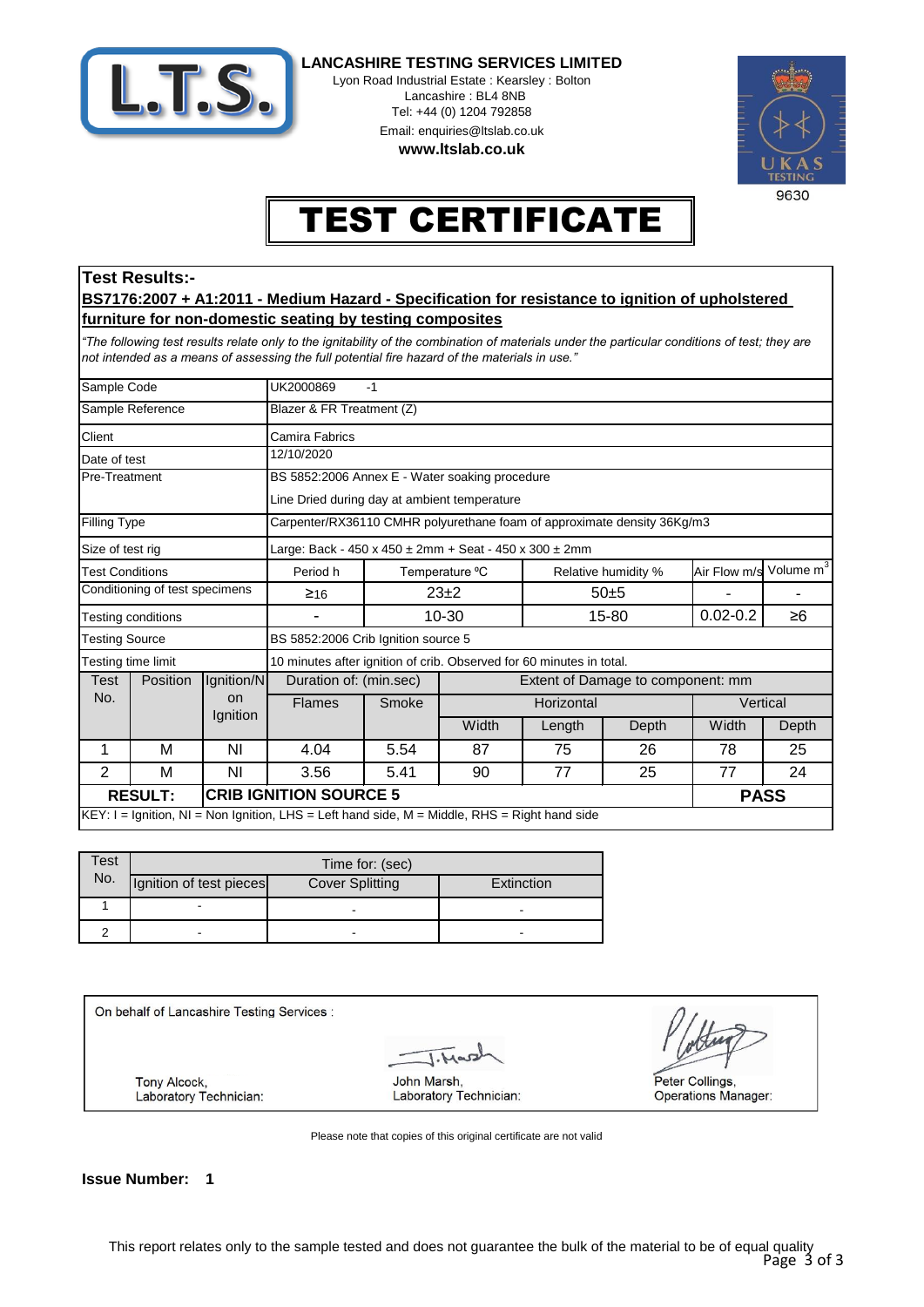**LANCASHIRE TESTING SERVICES LIMITED**
Lyon Road Industrial Estate : Kearsley : Bolton
Lancashire : BL4 8NB
Tel: +44 (0) 1204 792858
Email: enquiries@ltslab.co.uk
**www.ltslab.co.uk**

UKAS TESTING 9630

# TEST CERTIFICATE

## Test Results:-

**BS7176:2007 + A1:2011 - Medium Hazard - Specification for resistance to ignition of upholstered furniture for non-domestic seating by testing composites**

*"The following test results relate only to the ignitability of the combination of materials under the particular conditions of test; they are not intended as a means of assessing the full potential fire hazard of the materials in use."*

| | | | | | | | | |
|---|---|---|---|---|---|---|---|---|
| Sample Code | | UK2000869 -1 | | | | | | |
| Sample Reference | | Blazer & FR Treatment (Z) | | | | | | |
| Client | | Camira Fabrics | | | | | | |
| Date of test | | 12/10/2020 | | | | | | |
| Pre-Treatment | | BS 5852:2006 Annex E - Water soaking procedure<br>Line Dried during day at ambient temperature | | | | | | |
| Filling Type | | Carpenter/RX36110 CMHR polyurethane foam of approximate density 36Kg/m3 | | | | | | |
| Size of test rig | | Large: Back - 450 x 450 ± 2mm + Seat - 450 x 300 ± 2mm | | | | | | |
| Test Conditions | | Period h | Temperature ºC | | Relative humidity % | | Air Flow m/s | Volume $m^3$ |
| Conditioning of test specimens | | ≥16 | 23±2 | | 50±5 | | - | - |
| Testing conditions | | - | 10-30 | | 15-80 | | 0.02-0.2 | ≥6 |
| Testing Source | | BS 5852:2006 Crib Ignition source 5 | | | | | | |
| Testing time limit | | 10 minutes after ignition of crib. Observed for 60 minutes in total. | | | | | | |

| Test No. | Position | Ignition/NI on Ignition | Duration of: (min.sec) Flames | Duration of: (min.sec) Smoke | Extent of Damage to component: mm Horizontal Width | Horizontal Length | Horizontal Depth | Vertical Width | Vertical Depth |
|---|---|---|---|---|---|---|---|---|---|
| 1 | M | NI | 4.04 | 5.54 | 87 | 75 | 26 | 78 | 25 |
| 2 | M | NI | 3.56 | 5.41 | 90 | 77 | 25 | 77 | 24 |
| **RESULT:** | | **CRIB IGNITION SOURCE 5** | | | | | | **PASS** | |

KEY: I = Ignition, NI = Non Ignition, LHS = Left hand side, M = Middle, RHS = Right hand side

| Test No. | Time for: (sec) Ignition of test pieces | Cover Splitting | Extinction |
|---|---|---|---|
| 1 | - | - | - |
| 2 | - | - | - |

On behalf of Lancashire Testing Services :

| | | |
|---|---|---|
| Tony Alcock,<br>Laboratory Technician: | John Marsh,<br>Laboratory Technician: | Peter Collings,<br>Operations Manager: |

Please note that copies of this original certificate are not valid

**Issue Number: 1**

This report relates only to the sample tested and does not guarantee the bulk of the material to be of equal quality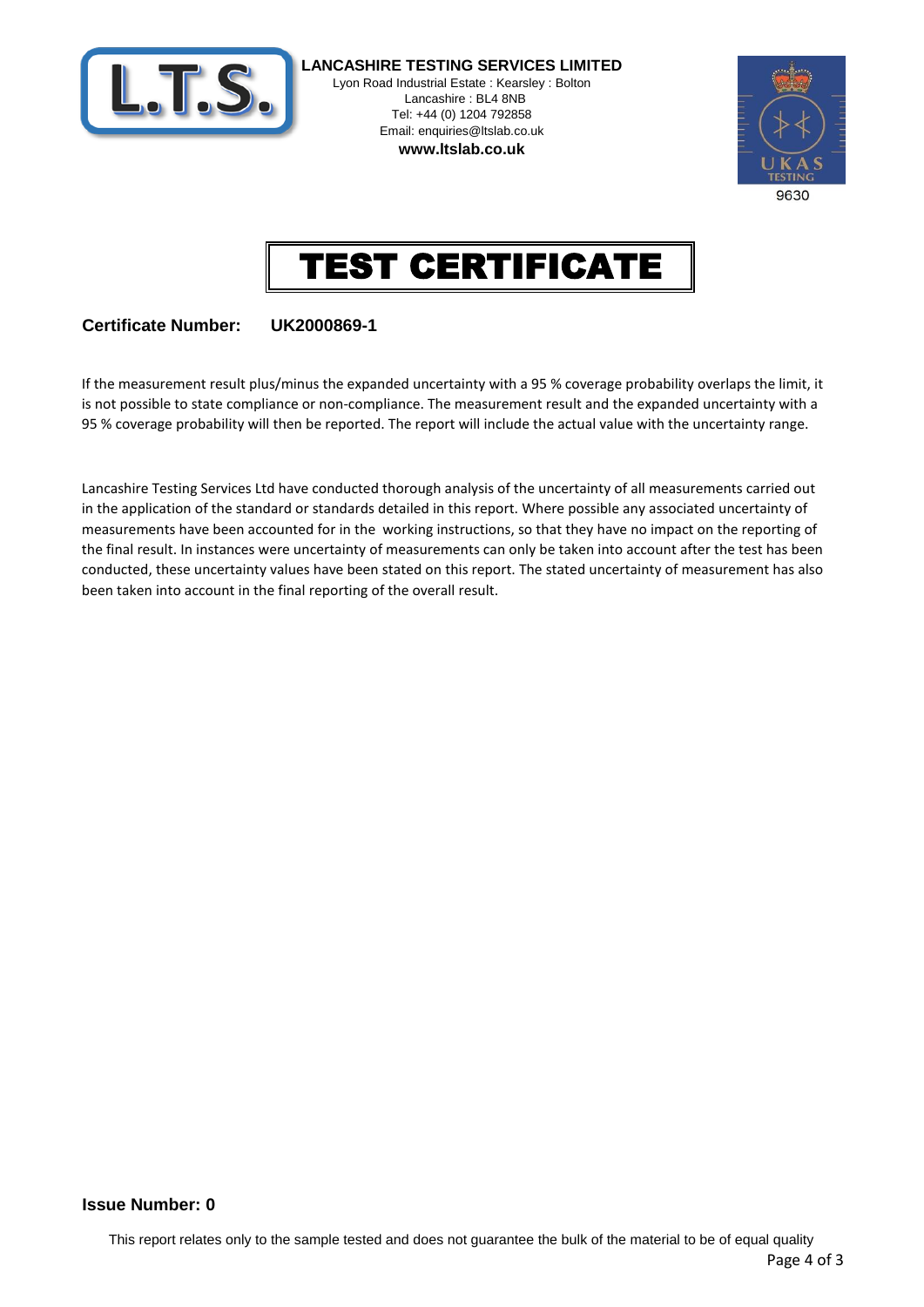**LANCASHIRE TESTING SERVICES LIMITED**
Lyon Road Industrial Estate : Kearsley : Bolton
Lancashire : BL4 8NB
Tel: +44 (0) 1204 792858
Email: enquiries@ltslab.co.uk
**www.ltslab.co.uk**

9630

# TEST CERTIFICATE

**Certificate Number: UK2000869-1**

If the measurement result plus/minus the expanded uncertainty with a 95 % coverage probability overlaps the limit, it is not possible to state compliance or non-compliance. The measurement result and the expanded uncertainty with a 95 % coverage probability will then be reported. The report will include the actual value with the uncertainty range.

Lancashire Testing Services Ltd have conducted thorough analysis of the uncertainty of all measurements carried out in the application of the standard or standards detailed in this report. Where possible any associated uncertainty of measurements have been accounted for in the working instructions, so that they have no impact on the reporting of the final result. In instances were uncertainty of measurements can only be taken into account after the test has been conducted, these uncertainty values have been stated on this report. The stated uncertainty of measurement has also been taken into account in the final reporting of the overall result.

**Issue Number: 0**

This report relates only to the sample tested and does not guarantee the bulk of the material to be of equal quality